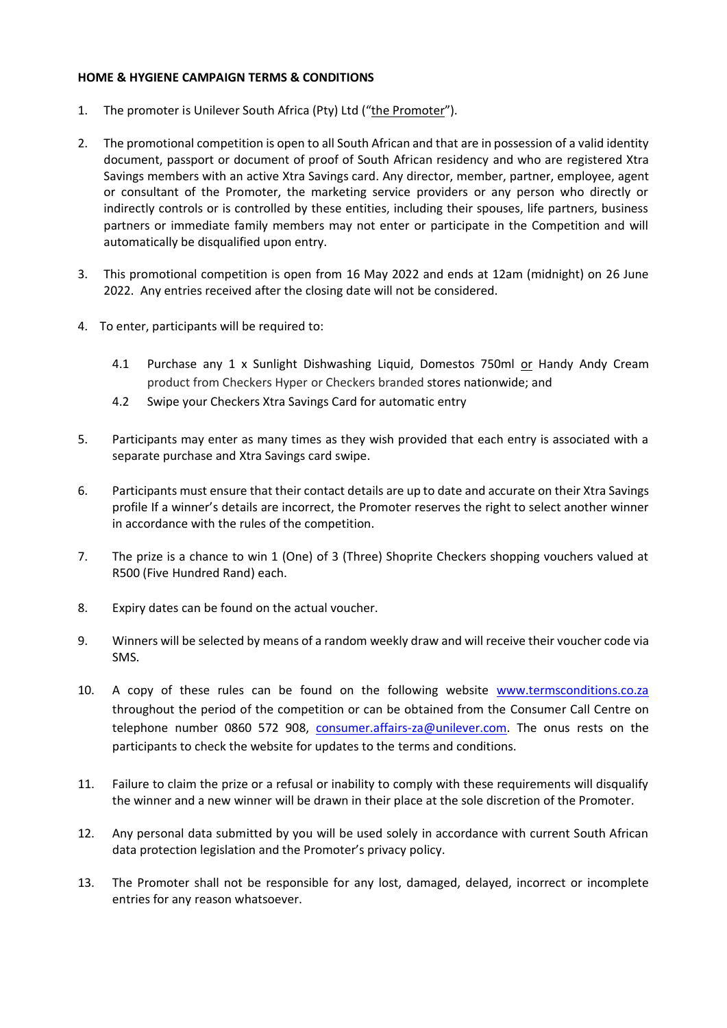**HOME & HYGIENE CAMPAIGN TERMS & CONDITIONS**

1. The promoter is Unilever South Africa (Pty) Ltd ("the Promoter").

2. The promotional competition is open to all South African and that are in possession of a valid identity document, passport or document of proof of South African residency and who are registered Xtra Savings members with an active Xtra Savings card. Any director, member, partner, employee, agent or consultant of the Promoter, the marketing service providers or any person who directly or indirectly controls or is controlled by these entities, including their spouses, life partners, business partners or immediate family members may not enter or participate in the Competition and will automatically be disqualified upon entry.

3. This promotional competition is open from 16 May 2022 and ends at 12am (midnight) on 26 June 2022. Any entries received after the closing date will not be considered.

4. To enter, participants will be required to:

   4.1 Purchase any 1 x Sunlight Dishwashing Liquid, Domestos 750ml or Handy Andy Cream product from Checkers Hyper or Checkers branded stores nationwide; and

   4.2 Swipe your Checkers Xtra Savings Card for automatic entry

5. Participants may enter as many times as they wish provided that each entry is associated with a separate purchase and Xtra Savings card swipe.

6. Participants must ensure that their contact details are up to date and accurate on their Xtra Savings profile If a winner's details are incorrect, the Promoter reserves the right to select another winner in accordance with the rules of the competition.

7. The prize is a chance to win 1 (One) of 3 (Three) Shoprite Checkers shopping vouchers valued at R500 (Five Hundred Rand) each.

8. Expiry dates can be found on the actual voucher.

9. Winners will be selected by means of a random weekly draw and will receive their voucher code via SMS.

10. A copy of these rules can be found on the following website www.termsconditions.co.za throughout the period of the competition or can be obtained from the Consumer Call Centre on telephone number 0860 572 908, consumer.affairs-za@unilever.com. The onus rests on the participants to check the website for updates to the terms and conditions.

11. Failure to claim the prize or a refusal or inability to comply with these requirements will disqualify the winner and a new winner will be drawn in their place at the sole discretion of the Promoter.

12. Any personal data submitted by you will be used solely in accordance with current South African data protection legislation and the Promoter's privacy policy.

13. The Promoter shall not be responsible for any lost, damaged, delayed, incorrect or incomplete entries for any reason whatsoever.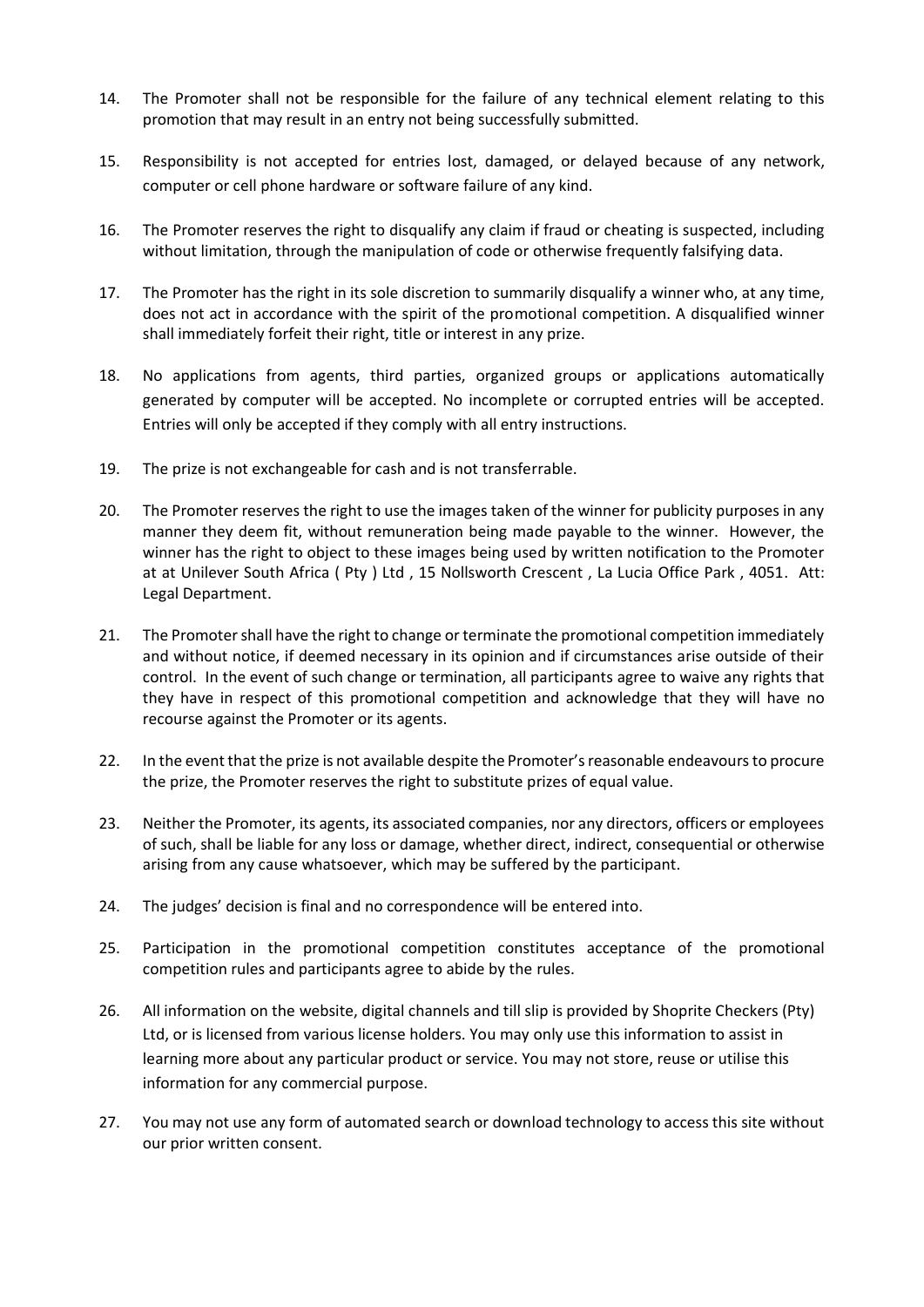14. The Promoter shall not be responsible for the failure of any technical element relating to this promotion that may result in an entry not being successfully submitted.

15. Responsibility is not accepted for entries lost, damaged, or delayed because of any network, computer or cell phone hardware or software failure of any kind.

16. The Promoter reserves the right to disqualify any claim if fraud or cheating is suspected, including without limitation, through the manipulation of code or otherwise frequently falsifying data.

17. The Promoter has the right in its sole discretion to summarily disqualify a winner who, at any time, does not act in accordance with the spirit of the promotional competition. A disqualified winner shall immediately forfeit their right, title or interest in any prize.

18. No applications from agents, third parties, organized groups or applications automatically generated by computer will be accepted. No incomplete or corrupted entries will be accepted. Entries will only be accepted if they comply with all entry instructions.

19. The prize is not exchangeable for cash and is not transferrable.

20. The Promoter reserves the right to use the images taken of the winner for publicity purposes in any manner they deem fit, without remuneration being made payable to the winner. However, the winner has the right to object to these images being used by written notification to the Promoter at at Unilever South Africa ( Pty ) Ltd , 15 Nollsworth Crescent , La Lucia Office Park , 4051. Att: Legal Department.

21. The Promoter shall have the right to change or terminate the promotional competition immediately and without notice, if deemed necessary in its opinion and if circumstances arise outside of their control. In the event of such change or termination, all participants agree to waive any rights that they have in respect of this promotional competition and acknowledge that they will have no recourse against the Promoter or its agents.

22. In the event that the prize is not available despite the Promoter's reasonable endeavours to procure the prize, the Promoter reserves the right to substitute prizes of equal value.

23. Neither the Promoter, its agents, its associated companies, nor any directors, officers or employees of such, shall be liable for any loss or damage, whether direct, indirect, consequential or otherwise arising from any cause whatsoever, which may be suffered by the participant.

24. The judges' decision is final and no correspondence will be entered into.

25. Participation in the promotional competition constitutes acceptance of the promotional competition rules and participants agree to abide by the rules.

26. All information on the website, digital channels and till slip is provided by Shoprite Checkers (Pty) Ltd, or is licensed from various license holders. You may only use this information to assist in learning more about any particular product or service. You may not store, reuse or utilise this information for any commercial purpose.

27. You may not use any form of automated search or download technology to access this site without our prior written consent.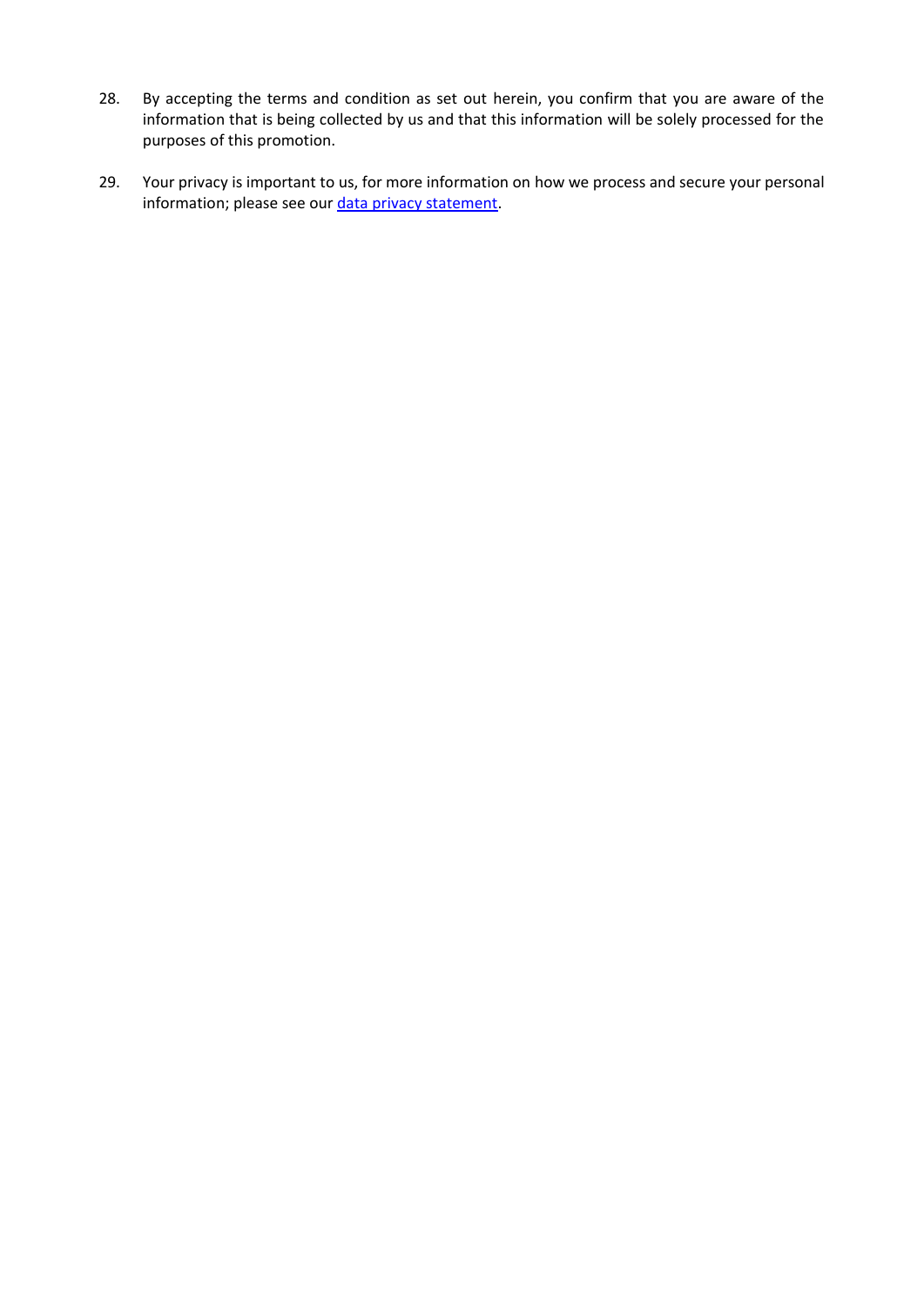28. By accepting the terms and condition as set out herein, you confirm that you are aware of the information that is being collected by us and that this information will be solely processed for the purposes of this promotion.

29. Your privacy is important to us, for more information on how we process and secure your personal information; please see our data privacy statement.